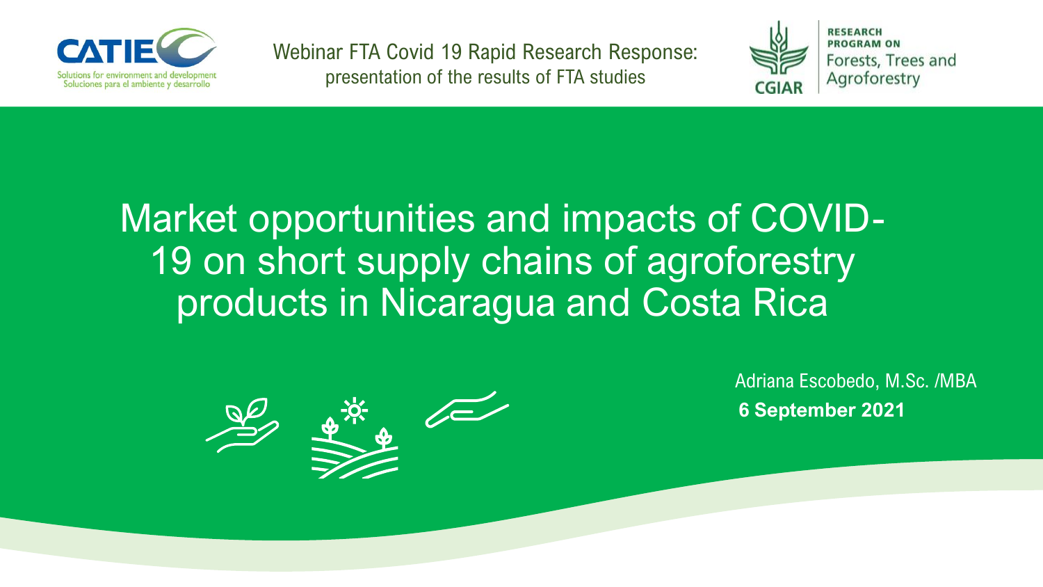CATIE — Solutions for environment and development / Soluciones para el ambiente y desarrollo

Webinar FTA Covid 19 Rapid Research Response: presentation of the results of FTA studies

CGIAR — RESEARCH PROGRAM ON Forests, Trees and Agroforestry

# Market opportunities and impacts of COVID-19 on short supply chains of agroforestry products in Nicaragua and Costa Rica

Adriana Escobedo, M.Sc. /MBA

**6 September 2021**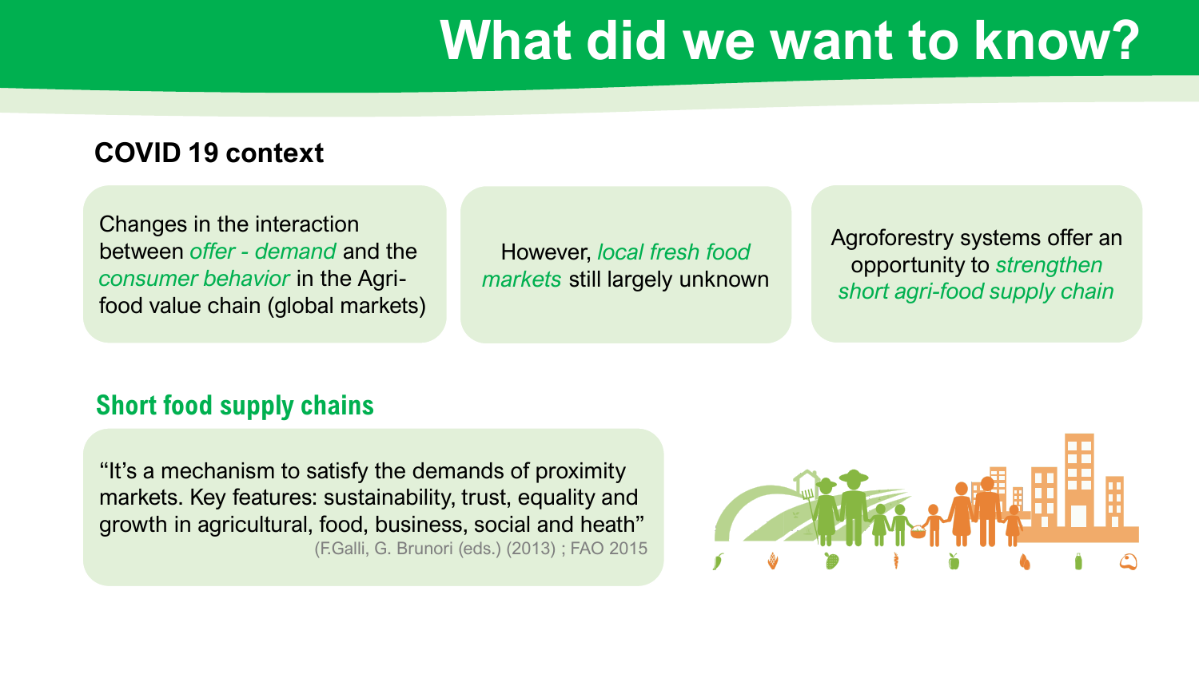# What did we want to know?

## COVID 19 context

Changes in the interaction between *offer - demand* and the *consumer behavior* in the Agri-food value chain (global markets)

However, *local fresh food markets* still largely unknown

Agroforestry systems offer an opportunity to *strengthen short agri-food supply chain*

## Short food supply chains

"It's a mechanism to satisfy the demands of proximity markets. Key features: sustainability, trust, equality and growth in agricultural, food, business, social and heath"

(F.Galli, G. Brunori (eds.) (2013) ; FAO 2015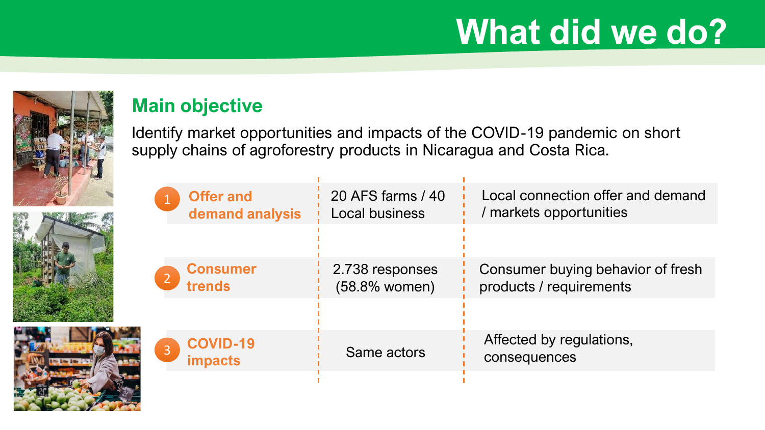# What did we do?

## Main objective

Identify market opportunities and impacts of the COVID-19 pandemic on short supply chains of agroforestry products in Nicaragua and Costa Rica.

| | | | |
|---|---|---|---|
| 1 | **Offer and demand analysis** | 20 AFS farms / 40 Local business | Local connection offer and demand / markets opportunities |
| 2 | **Consumer trends** | 2.738 responses (58.8% women) | Consumer buying behavior of fresh products / requirements |
| 3 | **COVID-19 impacts** | Same actors | Affected by regulations, consequences |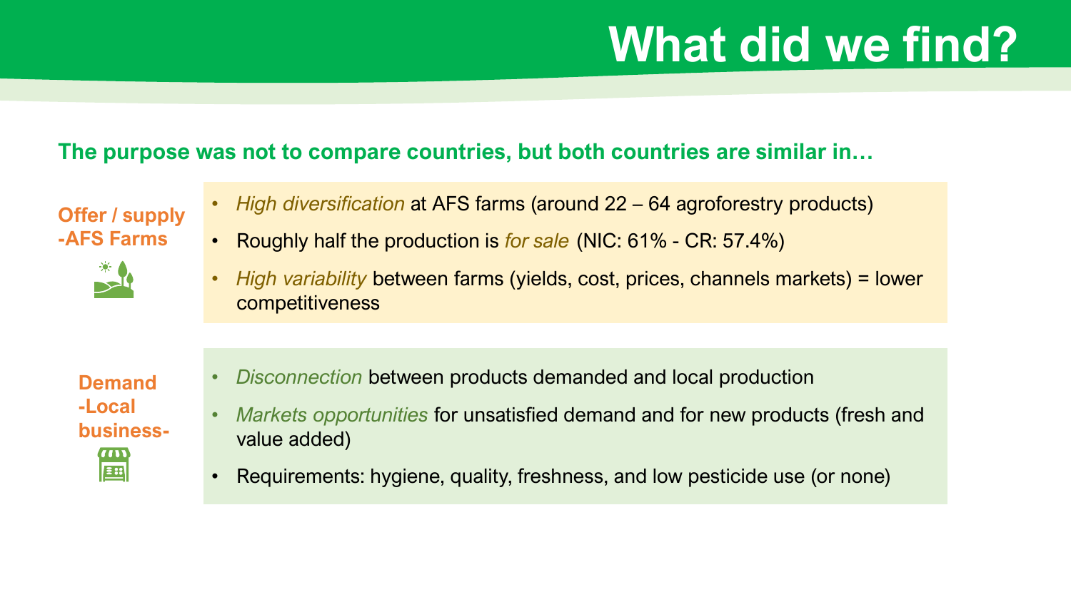# What did we find?

**The purpose was not to compare countries, but both countries are similar in…**

**Offer / supply -AFS Farms**

- *High diversification* at AFS farms (around 22 – 64 agroforestry products)
- Roughly half the production is *for sale* (NIC: 61% - CR: 57.4%)
- *High variability* between farms (yields, cost, prices, channels markets) = lower competitiveness

**Demand -Local business-**

- *Disconnection* between products demanded and local production
- *Markets opportunities* for unsatisfied demand and for new products (fresh and value added)
- Requirements: hygiene, quality, freshness, and low pesticide use (or none)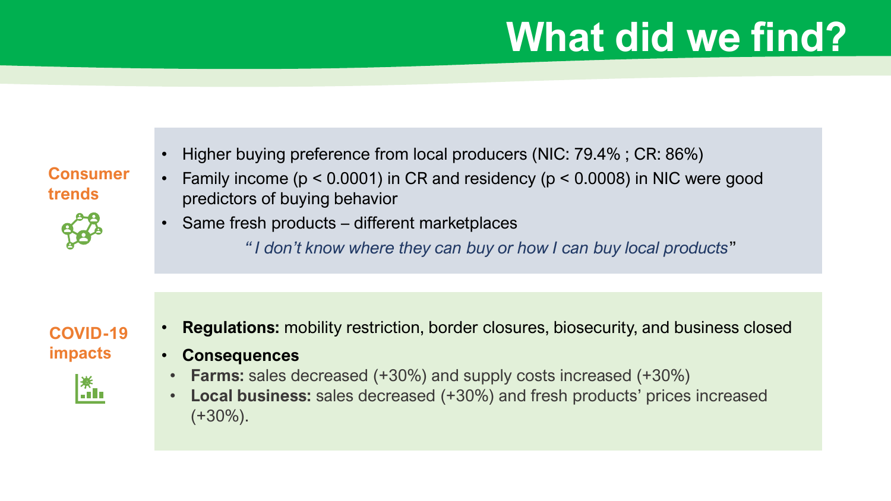# What did we find?

**Consumer trends**

- Higher buying preference from local producers (NIC: 79.4% ; CR: 86%)
- Family income ($p < 0.0001$) in CR and residency ($p < 0.0008$) in NIC were good predictors of buying behavior
- Same fresh products – different marketplaces

  *"I don't know where they can buy or how I can buy local products"*

**COVID-19 impacts**

- **Regulations:** mobility restriction, border closures, biosecurity, and business closed
- **Consequences**
  - **Farms:** sales decreased (+30%) and supply costs increased (+30%)
  - **Local business:** sales decreased (+30%) and fresh products' prices increased (+30%).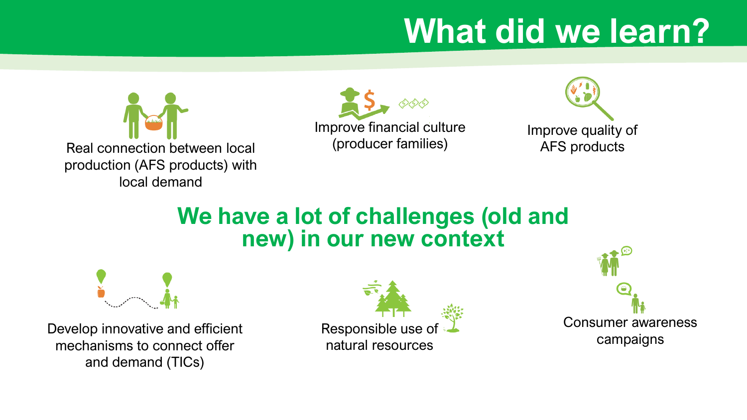# What did we learn?

Real connection between local production (AFS products) with local demand

Improve financial culture (producer families)

Improve quality of AFS products

## We have a lot of challenges (old and new) in our new context

Develop innovative and efficient mechanisms to connect offer and demand (TICs)

Responsible use of natural resources

Consumer awareness campaigns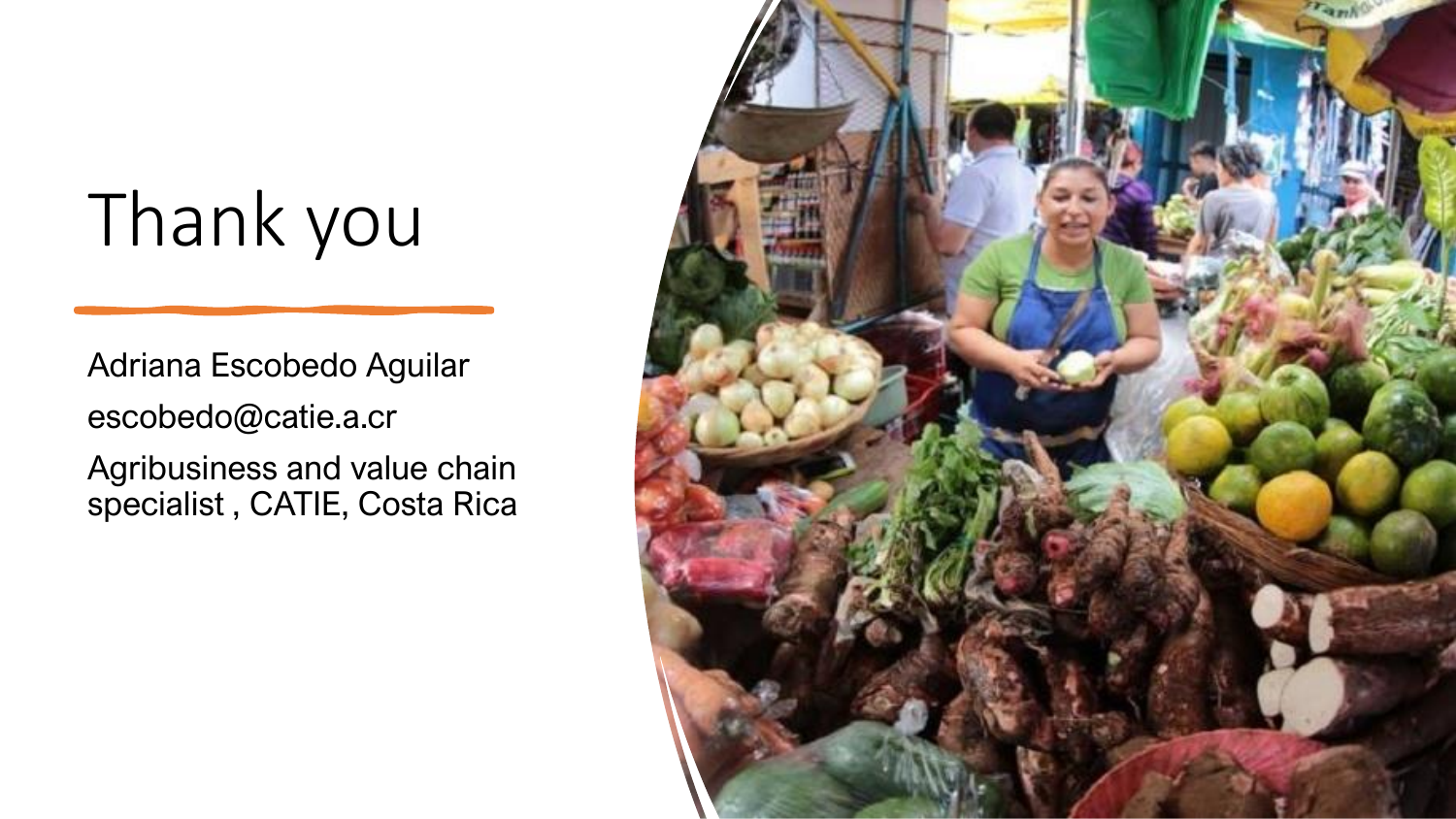# Thank you

Adriana Escobedo Aguilar

escobedo@catie.a.cr

Agribusiness and value chain specialist , CATIE, Costa Rica